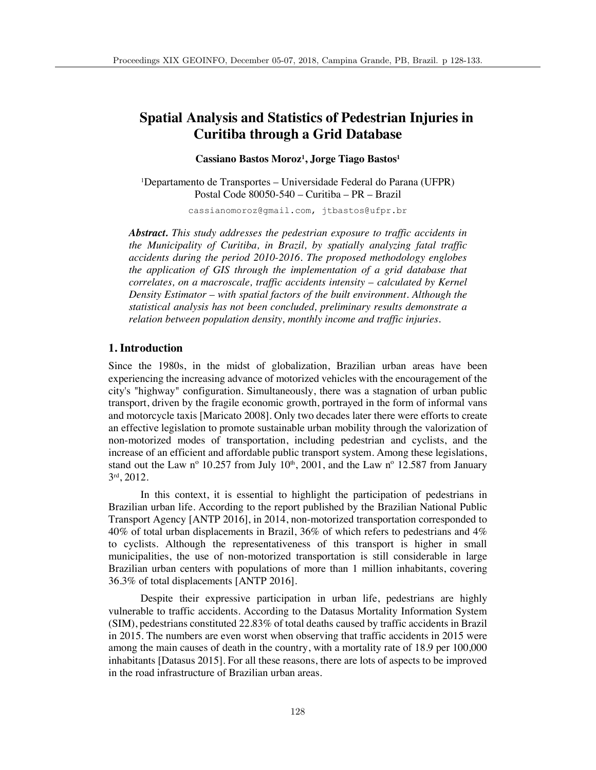# Spatial Analysis and Statistics of Pedestrian Injuries in Curitiba through a Grid Database

**Cassiano Bastos Moroz[1], Jorge Tiago Bastos[1]**

[1]Departamento de Transportes – Universidade Federal do Parana (UFPR)
Postal Code 80050-540 – Curitiba – PR – Brazil

cassianomoroz@gmail.com, jtbastos@ufpr.br

***Abstract.*** *This study addresses the pedestrian exposure to traffic accidents in the Municipality of Curitiba, in Brazil, by spatially analyzing fatal traffic accidents during the period 2010-2016. The proposed methodology englobes the application of GIS through the implementation of a grid database that correlates, on a macroscale, traffic accidents intensity – calculated by Kernel Density Estimator – with spatial factors of the built environment. Although the statistical analysis has not been concluded, preliminary results demonstrate a relation between population density, monthly income and traffic injuries.*

## 1. Introduction

Since the 1980s, in the midst of globalization, Brazilian urban areas have been experiencing the increasing advance of motorized vehicles with the encouragement of the city's "highway" configuration. Simultaneously, there was a stagnation of urban public transport, driven by the fragile economic growth, portrayed in the form of informal vans and motorcycle taxis [Maricato 2008]. Only two decades later there were efforts to create an effective legislation to promote sustainable urban mobility through the valorization of non-motorized modes of transportation, including pedestrian and cyclists, and the increase of an efficient and affordable public transport system. Among these legislations, stand out the Law nº 10.257 from July 10th, 2001, and the Law nº 12.587 from January 3rd, 2012.

In this context, it is essential to highlight the participation of pedestrians in Brazilian urban life. According to the report published by the Brazilian National Public Transport Agency [ANTP 2016], in 2014, non-motorized transportation corresponded to 40% of total urban displacements in Brazil, 36% of which refers to pedestrians and 4% to cyclists. Although the representativeness of this transport is higher in small municipalities, the use of non-motorized transportation is still considerable in large Brazilian urban centers with populations of more than 1 million inhabitants, covering 36.3% of total displacements [ANTP 2016].

Despite their expressive participation in urban life, pedestrians are highly vulnerable to traffic accidents. According to the Datasus Mortality Information System (SIM), pedestrians constituted 22.83% of total deaths caused by traffic accidents in Brazil in 2015. The numbers are even worst when observing that traffic accidents in 2015 were among the main causes of death in the country, with a mortality rate of 18.9 per 100,000 inhabitants [Datasus 2015]. For all these reasons, there are lots of aspects to be improved in the road infrastructure of Brazilian urban areas.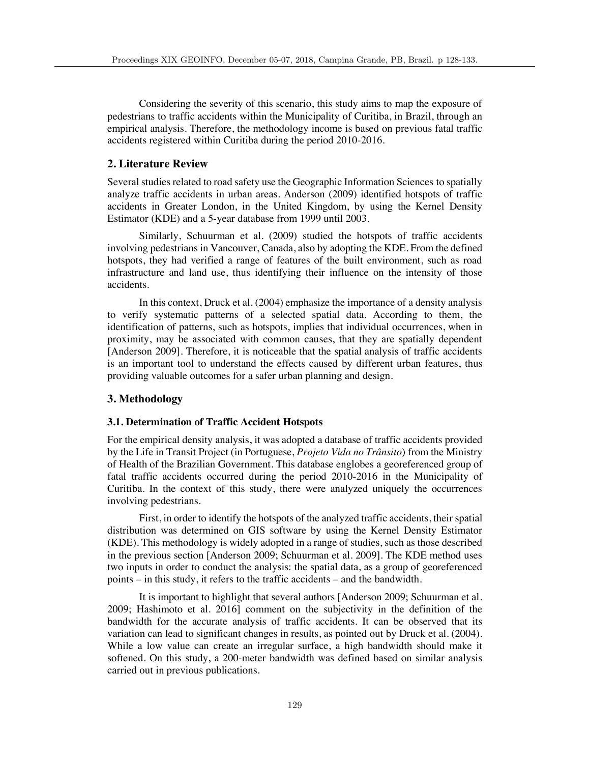Considering the severity of this scenario, this study aims to map the exposure of pedestrians to traffic accidents within the Municipality of Curitiba, in Brazil, through an empirical analysis. Therefore, the methodology income is based on previous fatal traffic accidents registered within Curitiba during the period 2010-2016.

## 2. Literature Review

Several studies related to road safety use the Geographic Information Sciences to spatially analyze traffic accidents in urban areas. Anderson (2009) identified hotspots of traffic accidents in Greater London, in the United Kingdom, by using the Kernel Density Estimator (KDE) and a 5-year database from 1999 until 2003.

Similarly, Schuurman et al. (2009) studied the hotspots of traffic accidents involving pedestrians in Vancouver, Canada, also by adopting the KDE. From the defined hotspots, they had verified a range of features of the built environment, such as road infrastructure and land use, thus identifying their influence on the intensity of those accidents.

In this context, Druck et al. (2004) emphasize the importance of a density analysis to verify systematic patterns of a selected spatial data. According to them, the identification of patterns, such as hotspots, implies that individual occurrences, when in proximity, may be associated with common causes, that they are spatially dependent [Anderson 2009]. Therefore, it is noticeable that the spatial analysis of traffic accidents is an important tool to understand the effects caused by different urban features, thus providing valuable outcomes for a safer urban planning and design.

## 3. Methodology

### 3.1. Determination of Traffic Accident Hotspots

For the empirical density analysis, it was adopted a database of traffic accidents provided by the Life in Transit Project (in Portuguese, *Projeto Vida no Trânsito*) from the Ministry of Health of the Brazilian Government. This database englobes a georeferenced group of fatal traffic accidents occurred during the period 2010-2016 in the Municipality of Curitiba. In the context of this study, there were analyzed uniquely the occurrences involving pedestrians.

First, in order to identify the hotspots of the analyzed traffic accidents, their spatial distribution was determined on GIS software by using the Kernel Density Estimator (KDE). This methodology is widely adopted in a range of studies, such as those described in the previous section [Anderson 2009; Schuurman et al. 2009]. The KDE method uses two inputs in order to conduct the analysis: the spatial data, as a group of georeferenced points – in this study, it refers to the traffic accidents – and the bandwidth.

It is important to highlight that several authors [Anderson 2009; Schuurman et al. 2009; Hashimoto et al. 2016] comment on the subjectivity in the definition of the bandwidth for the accurate analysis of traffic accidents. It can be observed that its variation can lead to significant changes in results, as pointed out by Druck et al. (2004). While a low value can create an irregular surface, a high bandwidth should make it softened. On this study, a 200-meter bandwidth was defined based on similar analysis carried out in previous publications.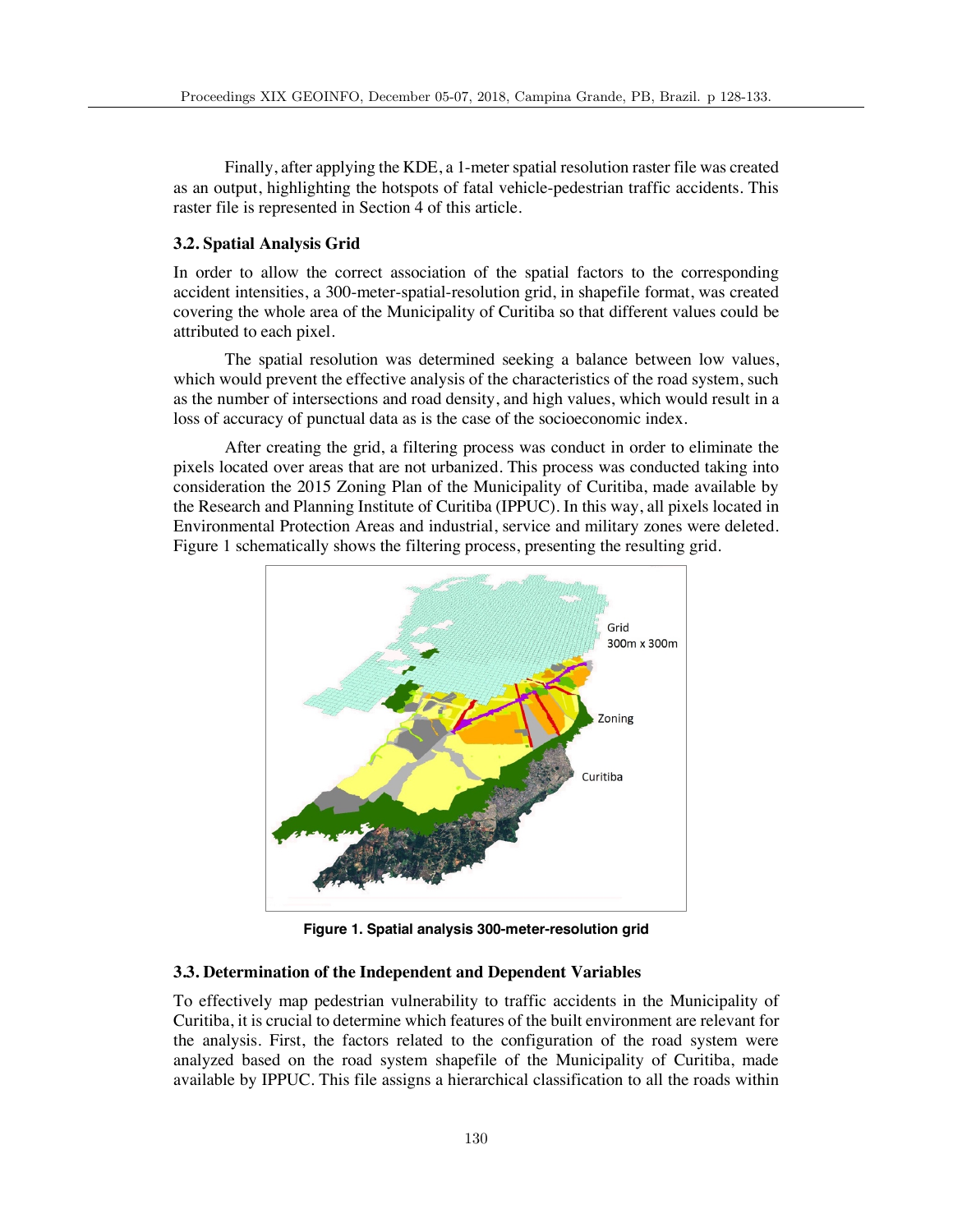Finally, after applying the KDE, a 1-meter spatial resolution raster file was created as an output, highlighting the hotspots of fatal vehicle-pedestrian traffic accidents. This raster file is represented in Section 4 of this article.

### 3.2. Spatial Analysis Grid

In order to allow the correct association of the spatial factors to the corresponding accident intensities, a 300-meter-spatial-resolution grid, in shapefile format, was created covering the whole area of the Municipality of Curitiba so that different values could be attributed to each pixel.

The spatial resolution was determined seeking a balance between low values, which would prevent the effective analysis of the characteristics of the road system, such as the number of intersections and road density, and high values, which would result in a loss of accuracy of punctual data as is the case of the socioeconomic index.

After creating the grid, a filtering process was conduct in order to eliminate the pixels located over areas that are not urbanized. This process was conducted taking into consideration the 2015 Zoning Plan of the Municipality of Curitiba, made available by the Research and Planning Institute of Curitiba (IPPUC). In this way, all pixels located in Environmental Protection Areas and industrial, service and military zones were deleted. Figure 1 schematically shows the filtering process, presenting the resulting grid.

**Figure 1. Spatial analysis 300-meter-resolution grid**

### 3.3. Determination of the Independent and Dependent Variables

To effectively map pedestrian vulnerability to traffic accidents in the Municipality of Curitiba, it is crucial to determine which features of the built environment are relevant for the analysis. First, the factors related to the configuration of the road system were analyzed based on the road system shapefile of the Municipality of Curitiba, made available by IPPUC. This file assigns a hierarchical classification to all the roads within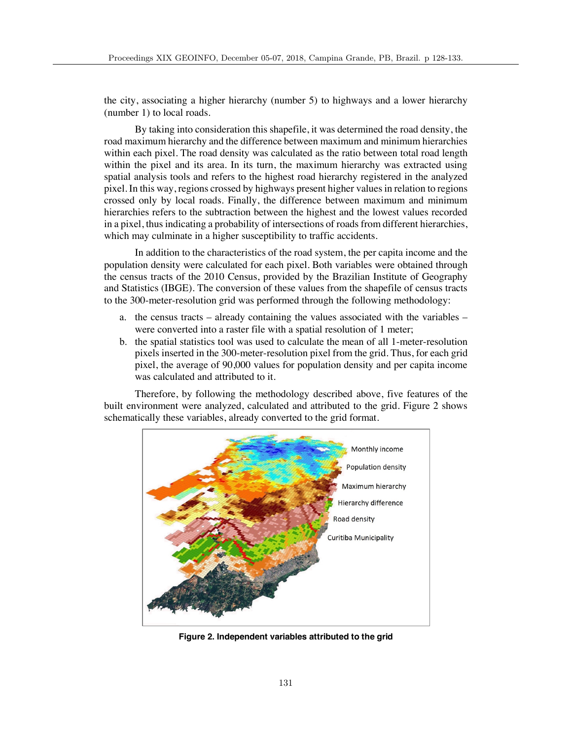the city, associating a higher hierarchy (number 5) to highways and a lower hierarchy (number 1) to local roads.

By taking into consideration this shapefile, it was determined the road density, the road maximum hierarchy and the difference between maximum and minimum hierarchies within each pixel. The road density was calculated as the ratio between total road length within the pixel and its area. In its turn, the maximum hierarchy was extracted using spatial analysis tools and refers to the highest road hierarchy registered in the analyzed pixel. In this way, regions crossed by highways present higher values in relation to regions crossed only by local roads. Finally, the difference between maximum and minimum hierarchies refers to the subtraction between the highest and the lowest values recorded in a pixel, thus indicating a probability of intersections of roads from different hierarchies, which may culminate in a higher susceptibility to traffic accidents.

In addition to the characteristics of the road system, the per capita income and the population density were calculated for each pixel. Both variables were obtained through the census tracts of the 2010 Census, provided by the Brazilian Institute of Geography and Statistics (IBGE). The conversion of these values from the shapefile of census tracts to the 300-meter-resolution grid was performed through the following methodology:

a. the census tracts – already containing the values associated with the variables – were converted into a raster file with a spatial resolution of 1 meter;
b. the spatial statistics tool was used to calculate the mean of all 1-meter-resolution pixels inserted in the 300-meter-resolution pixel from the grid. Thus, for each grid pixel, the average of 90,000 values for population density and per capita income was calculated and attributed to it.

Therefore, by following the methodology described above, five features of the built environment were analyzed, calculated and attributed to the grid. Figure 2 shows schematically these variables, already converted to the grid format.

**Figure 2. Independent variables attributed to the grid**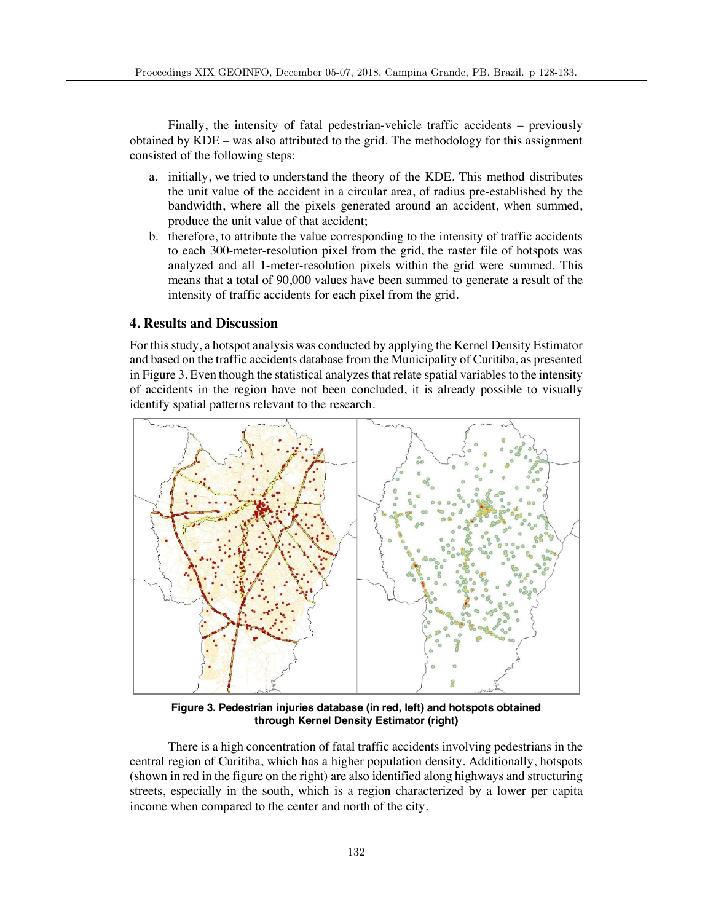Finally, the intensity of fatal pedestrian-vehicle traffic accidents – previously obtained by KDE – was also attributed to the grid. The methodology for this assignment consisted of the following steps:

a. initially, we tried to understand the theory of the KDE. This method distributes the unit value of the accident in a circular area, of radius pre-established by the bandwidth, where all the pixels generated around an accident, when summed, produce the unit value of that accident;
b. therefore, to attribute the value corresponding to the intensity of traffic accidents to each 300-meter-resolution pixel from the grid, the raster file of hotspots was analyzed and all 1-meter-resolution pixels within the grid were summed. This means that a total of 90,000 values have been summed to generate a result of the intensity of traffic accidents for each pixel from the grid.

## 4. Results and Discussion

For this study, a hotspot analysis was conducted by applying the Kernel Density Estimator and based on the traffic accidents database from the Municipality of Curitiba, as presented in Figure 3. Even though the statistical analyzes that relate spatial variables to the intensity of accidents in the region have not been concluded, it is already possible to visually identify spatial patterns relevant to the research.

**Figure 3. Pedestrian injuries database (in red, left) and hotspots obtained through Kernel Density Estimator (right)**

There is a high concentration of fatal traffic accidents involving pedestrians in the central region of Curitiba, which has a higher population density. Additionally, hotspots (shown in red in the figure on the right) are also identified along highways and structuring streets, especially in the south, which is a region characterized by a lower per capita income when compared to the center and north of the city.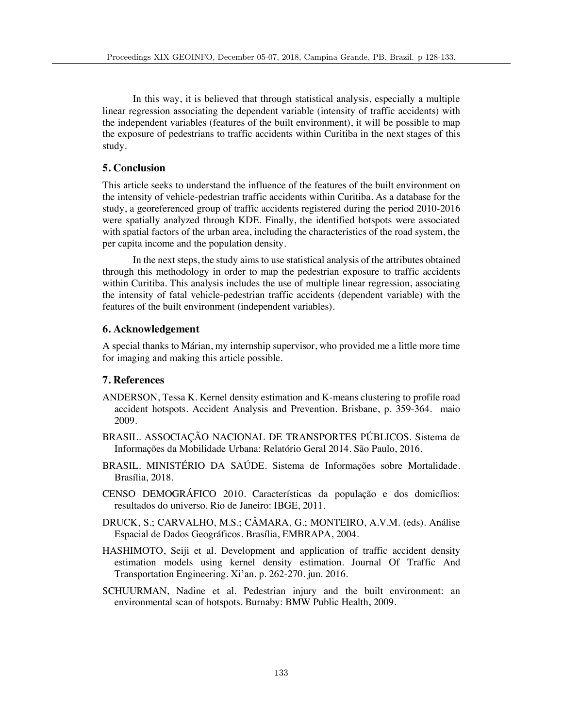In this way, it is believed that through statistical analysis, especially a multiple linear regression associating the dependent variable (intensity of traffic accidents) with the independent variables (features of the built environment), it will be possible to map the exposure of pedestrians to traffic accidents within Curitiba in the next stages of this study.

## 5. Conclusion

This article seeks to understand the influence of the features of the built environment on the intensity of vehicle-pedestrian traffic accidents within Curitiba. As a database for the study, a georeferenced group of traffic accidents registered during the period 2010-2016 were spatially analyzed through KDE. Finally, the identified hotspots were associated with spatial factors of the urban area, including the characteristics of the road system, the per capita income and the population density.

In the next steps, the study aims to use statistical analysis of the attributes obtained through this methodology in order to map the pedestrian exposure to traffic accidents within Curitiba. This analysis includes the use of multiple linear regression, associating the intensity of fatal vehicle-pedestrian traffic accidents (dependent variable) with the features of the built environment (independent variables).

## 6. Acknowledgement

A special thanks to Márian, my internship supervisor, who provided me a little more time for imaging and making this article possible.

## 7. References

ANDERSON, Tessa K. Kernel density estimation and K-means clustering to profile road accident hotspots. Accident Analysis and Prevention. Brisbane, p. 359-364. maio 2009.

BRASIL. ASSOCIAÇÃO NACIONAL DE TRANSPORTES PÚBLICOS. Sistema de Informações da Mobilidade Urbana: Relatório Geral 2014. São Paulo, 2016.

BRASIL. MINISTÉRIO DA SAÚDE. Sistema de Informações sobre Mortalidade. Brasília, 2018.

CENSO DEMOGRÁFICO 2010. Características da população e dos domicílios: resultados do universo. Rio de Janeiro: IBGE, 2011.

DRUCK, S.; CARVALHO, M.S.; CÂMARA, G.; MONTEIRO, A.V.M. (eds). Análise Espacial de Dados Geográficos. Brasília, EMBRAPA, 2004.

HASHIMOTO, Seiji et al. Development and application of traffic accident density estimation models using kernel density estimation. Journal Of Traffic And Transportation Engineering. Xi'an. p. 262-270. jun. 2016.

SCHUURMAN, Nadine et al. Pedestrian injury and the built environment: an environmental scan of hotspots. Burnaby: BMW Public Health, 2009.